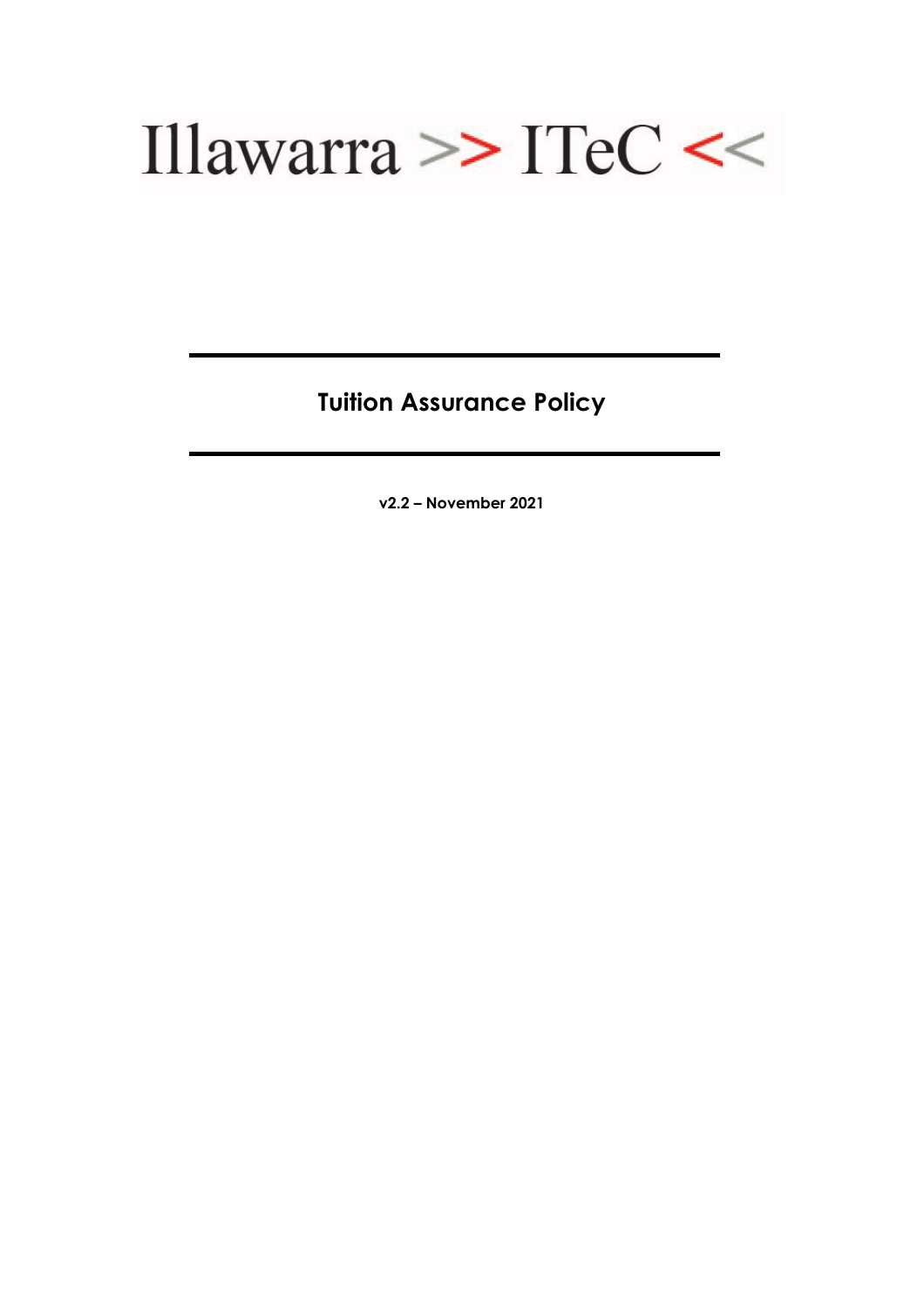Illawarra >> ITeC <<

# Tuition Assurance Policy

**v2.2 – November 2021**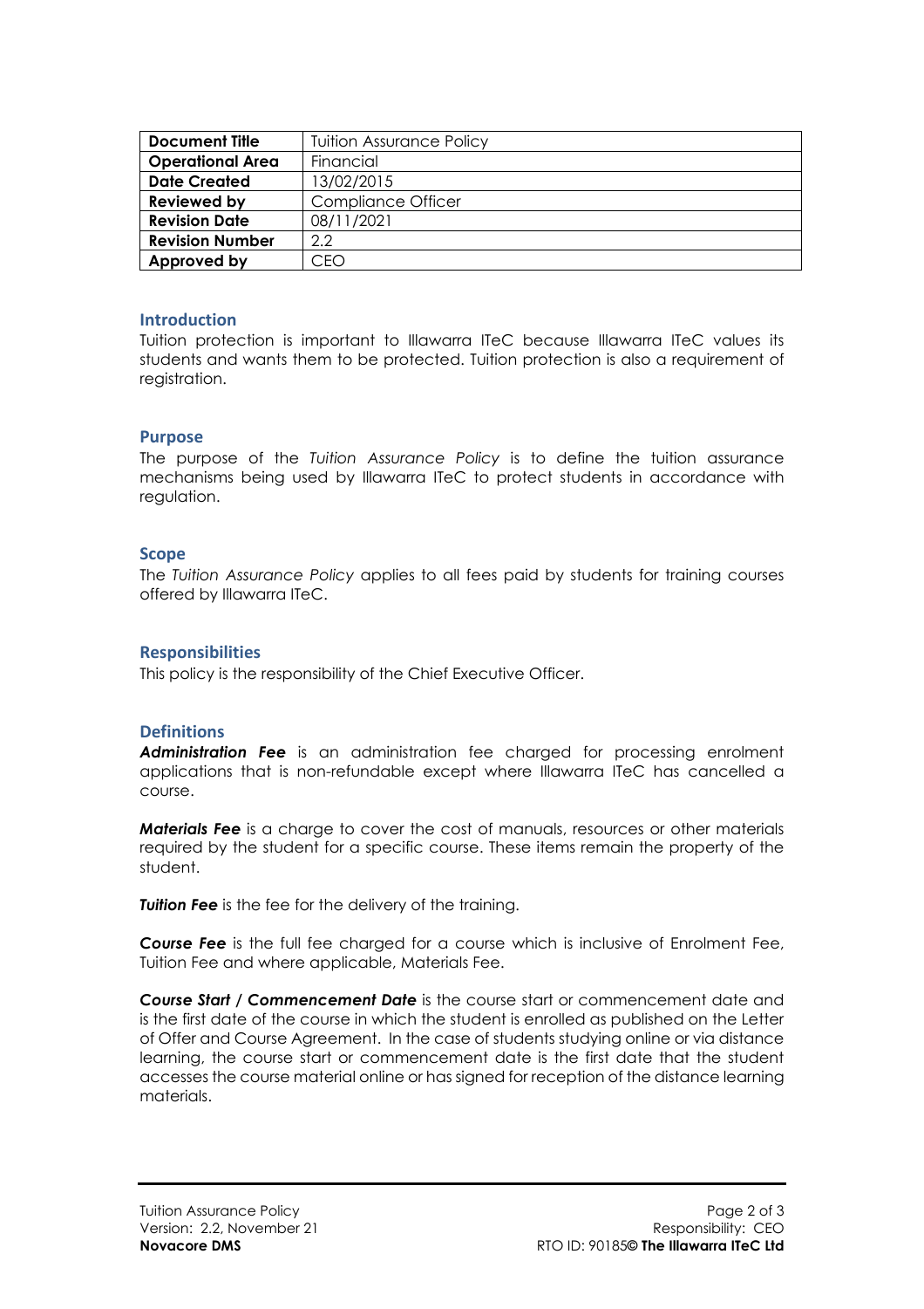| Document Title | Tuition Assurance Policy |
|---|---|
| Operational Area | Financial |
| Date Created | 13/02/2015 |
| Reviewed by | Compliance Officer |
| Revision Date | 08/11/2021 |
| Revision Number | 2.2 |
| Approved by | CEO |

## Introduction

Tuition protection is important to Illawarra ITeC because Illawarra ITeC values its students and wants them to be protected. Tuition protection is also a requirement of registration.

## Purpose

The purpose of the *Tuition Assurance Policy* is to define the tuition assurance mechanisms being used by Illawarra ITeC to protect students in accordance with regulation.

## Scope

The *Tuition Assurance Policy* applies to all fees paid by students for training courses offered by Illawarra ITeC.

## Responsibilities

This policy is the responsibility of the Chief Executive Officer.

## Definitions

***Administration Fee*** is an administration fee charged for processing enrolment applications that is non-refundable except where Illawarra ITeC has cancelled a course.

***Materials Fee*** is a charge to cover the cost of manuals, resources or other materials required by the student for a specific course. These items remain the property of the student.

***Tuition Fee*** is the fee for the delivery of the training.

***Course Fee*** is the full fee charged for a course which is inclusive of Enrolment Fee, Tuition Fee and where applicable, Materials Fee.

***Course Start / Commencement Date*** is the course start or commencement date and is the first date of the course in which the student is enrolled as published on the Letter of Offer and Course Agreement. In the case of students studying online or via distance learning, the course start or commencement date is the first date that the student accesses the course material online or has signed for reception of the distance learning materials.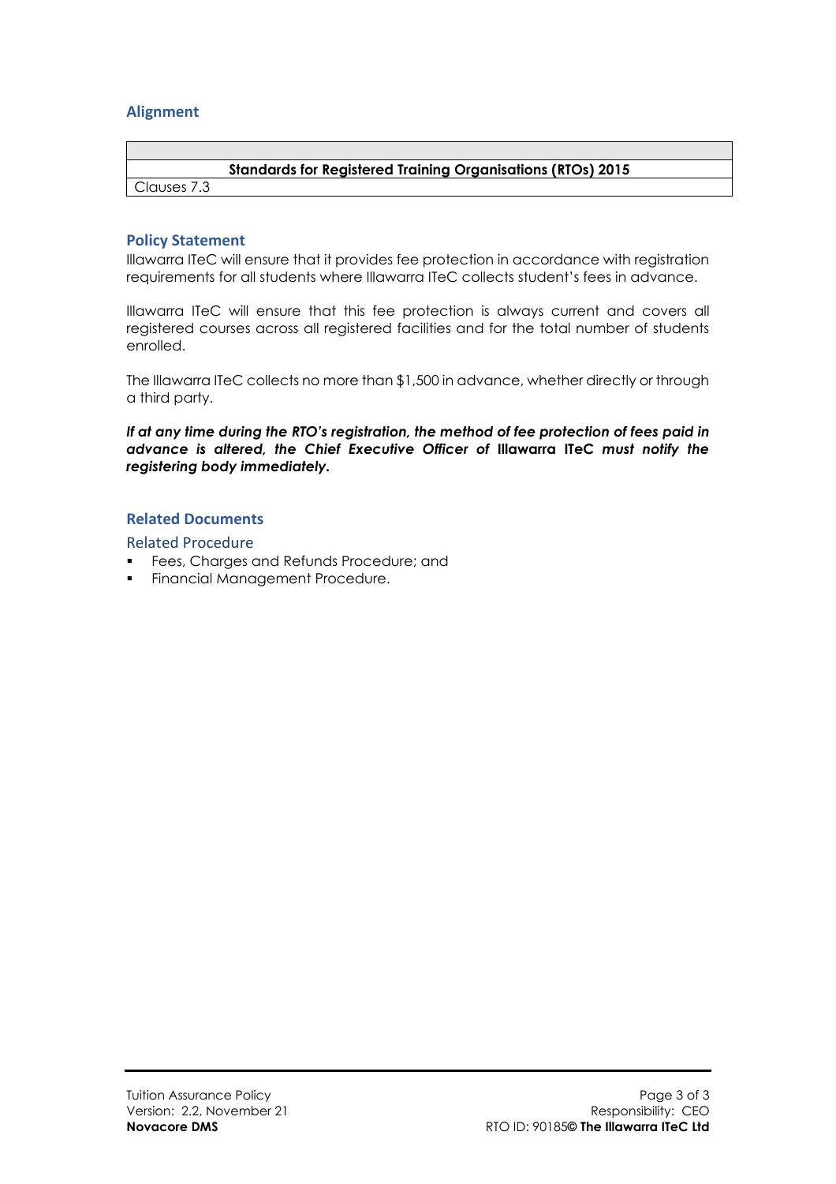## Alignment

| |
|---|
| **Standards for Registered Training Organisations (RTOs) 2015** |
| Clauses 7.3 |

## Policy Statement

Illawarra ITeC will ensure that it provides fee protection in accordance with registration requirements for all students where Illawarra ITeC collects student's fees in advance.

Illawarra ITeC will ensure that this fee protection is always current and covers all registered courses across all registered facilities and for the total number of students enrolled.

The Illawarra ITeC collects no more than $1,500 in advance, whether directly or through a third party.

***If at any time during the RTO's registration, the method of fee protection of fees paid in advance is altered, the Chief Executive Officer of*** **Illawarra ITeC** ***must notify the registering body immediately.***

## Related Documents

### Related Procedure

- Fees, Charges and Refunds Procedure; and
- Financial Management Procedure.